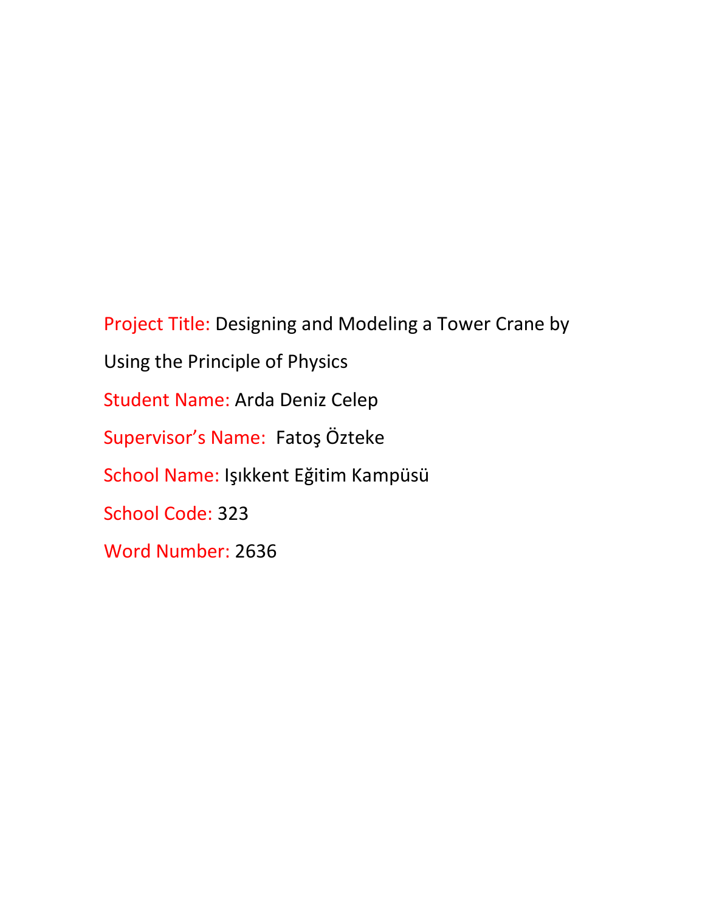Project Title: Designing and Modeling a Tower Crane by Using the Principle of Physics

Student Name: Arda Deniz Celep

Supervisor's Name: Fatoş Özteke

School Name: Işıkkent Eğitim Kampüsü

School Code: 323

Word Number: 2636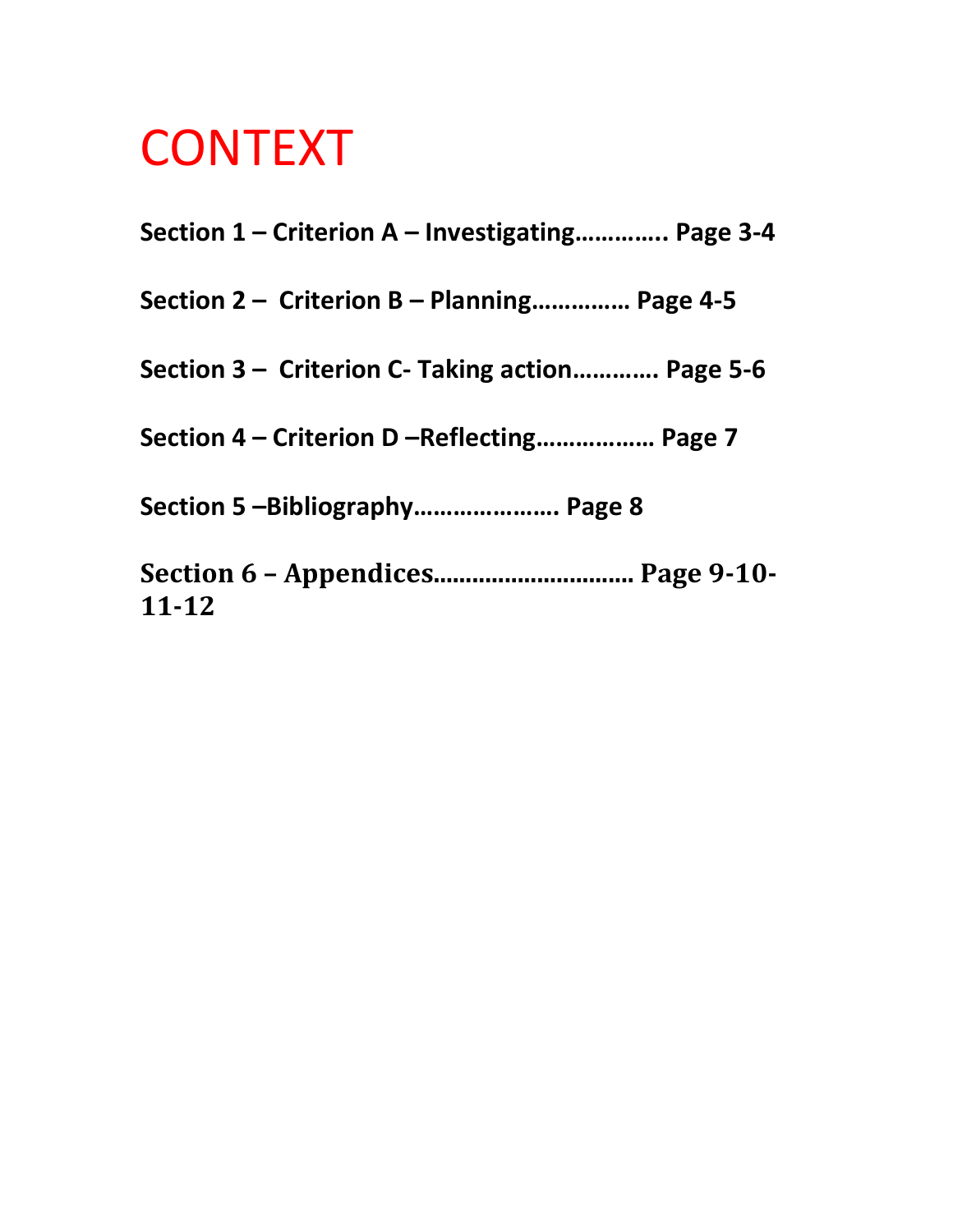# CONTEXT

**Section 1 – Criterion A – Investigating…………. Page 3-4**

**Section 2 – Criterion B – Planning………….. Page 4-5**

**Section 3 – Criterion C- Taking action………… Page 5-6**

**Section 4 – Criterion D –Reflecting……………… Page 7**

**Section 5 –Bibliography…………………. Page 8**

**Section 6 – Appendices………………………… Page 9-10-11-12**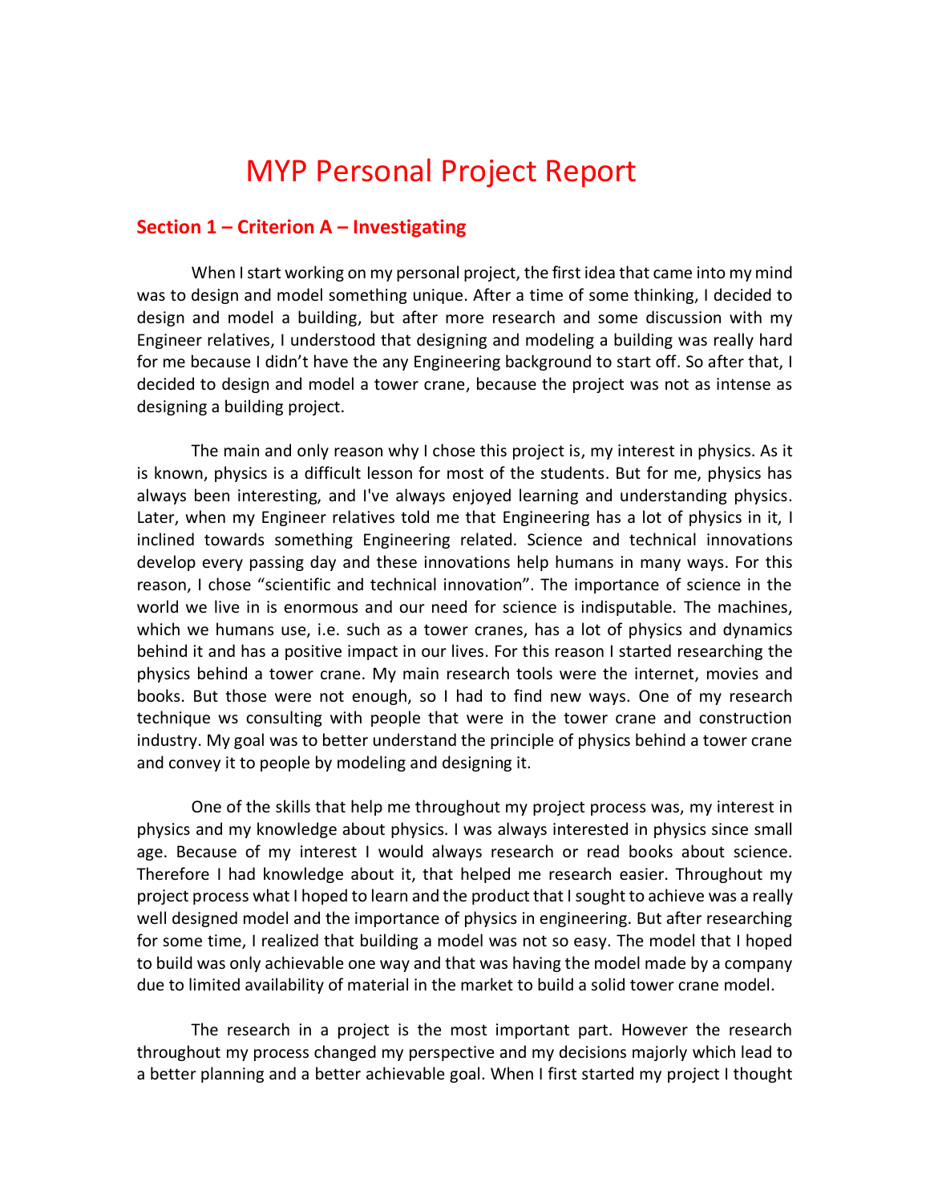# MYP Personal Project Report

## Section 1 – Criterion A – Investigating

When I start working on my personal project, the first idea that came into my mind was to design and model something unique. After a time of some thinking, I decided to design and model a building, but after more research and some discussion with my Engineer relatives, I understood that designing and modeling a building was really hard for me because I didn't have the any Engineering background to start off. So after that, I decided to design and model a tower crane, because the project was not as intense as designing a building project.

The main and only reason why I chose this project is, my interest in physics. As it is known, physics is a difficult lesson for most of the students. But for me, physics has always been interesting, and I've always enjoyed learning and understanding physics. Later, when my Engineer relatives told me that Engineering has a lot of physics in it, I inclined towards something Engineering related. Science and technical innovations develop every passing day and these innovations help humans in many ways. For this reason, I chose "scientific and technical innovation". The importance of science in the world we live in is enormous and our need for science is indisputable. The machines, which we humans use, i.e. such as a tower cranes, has a lot of physics and dynamics behind it and has a positive impact in our lives. For this reason I started researching the physics behind a tower crane. My main research tools were the internet, movies and books. But those were not enough, so I had to find new ways. One of my research technique ws consulting with people that were in the tower crane and construction industry. My goal was to better understand the principle of physics behind a tower crane and convey it to people by modeling and designing it.

One of the skills that help me throughout my project process was, my interest in physics and my knowledge about physics. I was always interested in physics since small age. Because of my interest I would always research or read books about science. Therefore I had knowledge about it, that helped me research easier. Throughout my project process what I hoped to learn and the product that I sought to achieve was a really well designed model and the importance of physics in engineering. But after researching for some time, I realized that building a model was not so easy. The model that I hoped to build was only achievable one way and that was having the model made by a company due to limited availability of material in the market to build a solid tower crane model.

The research in a project is the most important part. However the research throughout my process changed my perspective and my decisions majorly which lead to a better planning and a better achievable goal. When I first started my project I thought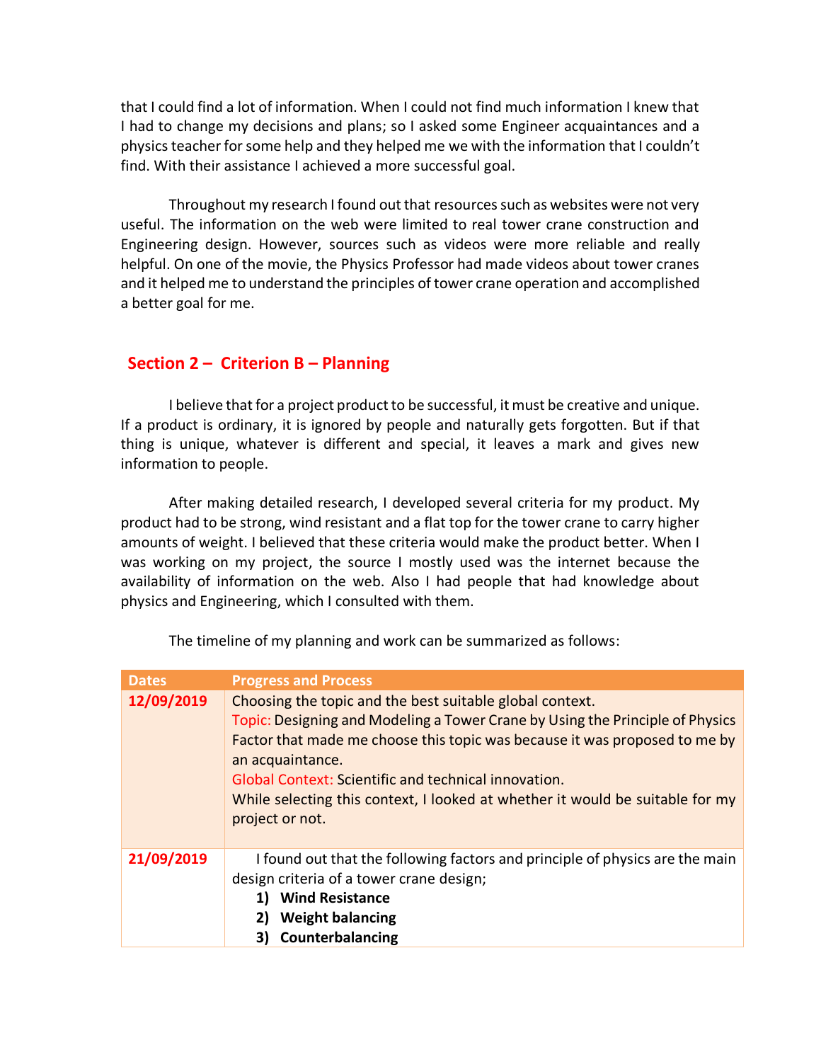that I could find a lot of information. When I could not find much information I knew that I had to change my decisions and plans; so I asked some Engineer acquaintances and a physics teacher for some help and they helped me we with the information that I couldn't find. With their assistance I achieved a more successful goal.

Throughout my research I found out that resources such as websites were not very useful. The information on the web were limited to real tower crane construction and Engineering design. However, sources such as videos were more reliable and really helpful. On one of the movie, the Physics Professor had made videos about tower cranes and it helped me to understand the principles of tower crane operation and accomplished a better goal for me.

## Section 2 – Criterion B – Planning

I believe that for a project product to be successful, it must be creative and unique. If a product is ordinary, it is ignored by people and naturally gets forgotten. But if that thing is unique, whatever is different and special, it leaves a mark and gives new information to people.

After making detailed research, I developed several criteria for my product. My product had to be strong, wind resistant and a flat top for the tower crane to carry higher amounts of weight. I believed that these criteria would make the product better. When I was working on my project, the source I mostly used was the internet because the availability of information on the web. Also I had people that had knowledge about physics and Engineering, which I consulted with them.

The timeline of my planning and work can be summarized as follows:

| Dates | Progress and Process |
|---|---|
| 12/09/2019 | Choosing the topic and the best suitable global context.<br>Topic: Designing and Modeling a Tower Crane by Using the Principle of Physics<br>Factor that made me choose this topic was because it was proposed to me by an acquaintance.<br>Global Context: Scientific and technical innovation.<br>While selecting this context, I looked at whether it would be suitable for my project or not. |
| 21/09/2019 | I found out that the following factors and principle of physics are the main design criteria of a tower crane design;<br>**1) Wind Resistance**<br>**2) Weight balancing**<br>**3) Counterbalancing** |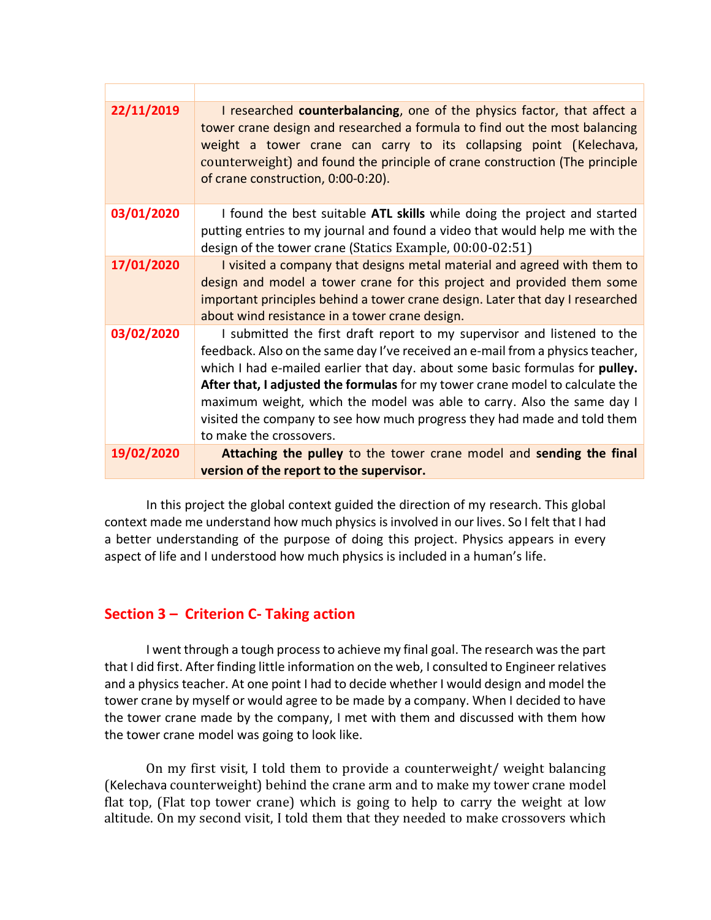| | |
|---|---|
| **22/11/2019** | I researched **counterbalancing**, one of the physics factor, that affect a tower crane design and researched a formula to find out the most balancing weight a tower crane can carry to its collapsing point (Kelechava, counterweight) and found the principle of crane construction (The principle of crane construction, 0:00-0:20). |
| **03/01/2020** | I found the best suitable **ATL skills** while doing the project and started putting entries to my journal and found a video that would help me with the design of the tower crane (Statics Example, 00:00-02:51) |
| **17/01/2020** | I visited a company that designs metal material and agreed with them to design and model a tower crane for this project and provided them some important principles behind a tower crane design. Later that day I researched about wind resistance in a tower crane design. |
| **03/02/2020** | I submitted the first draft report to my supervisor and listened to the feedback. Also on the same day I've received an e-mail from a physics teacher, which I had e-mailed earlier that day. about some basic formulas for **pulley. After that, I adjusted the formulas** for my tower crane model to calculate the maximum weight, which the model was able to carry. Also the same day I visited the company to see how much progress they had made and told them to make the crossovers. |
| **19/02/2020** | **Attaching the pulley** to the tower crane model and **sending the final version of the report to the supervisor.** |

In this project the global context guided the direction of my research. This global context made me understand how much physics is involved in our lives. So I felt that I had a better understanding of the purpose of doing this project. Physics appears in every aspect of life and I understood how much physics is included in a human's life.

## Section 3 – Criterion C- Taking action

I went through a tough process to achieve my final goal. The research was the part that I did first. After finding little information on the web, I consulted to Engineer relatives and a physics teacher. At one point I had to decide whether I would design and model the tower crane by myself or would agree to be made by a company. When I decided to have the tower crane made by the company, I met with them and discussed with them how the tower crane model was going to look like.

On my first visit, I told them to provide a counterweight/ weight balancing (Kelechava counterweight) behind the crane arm and to make my tower crane model flat top, (Flat top tower crane) which is going to help to carry the weight at low altitude. On my second visit, I told them that they needed to make crossovers which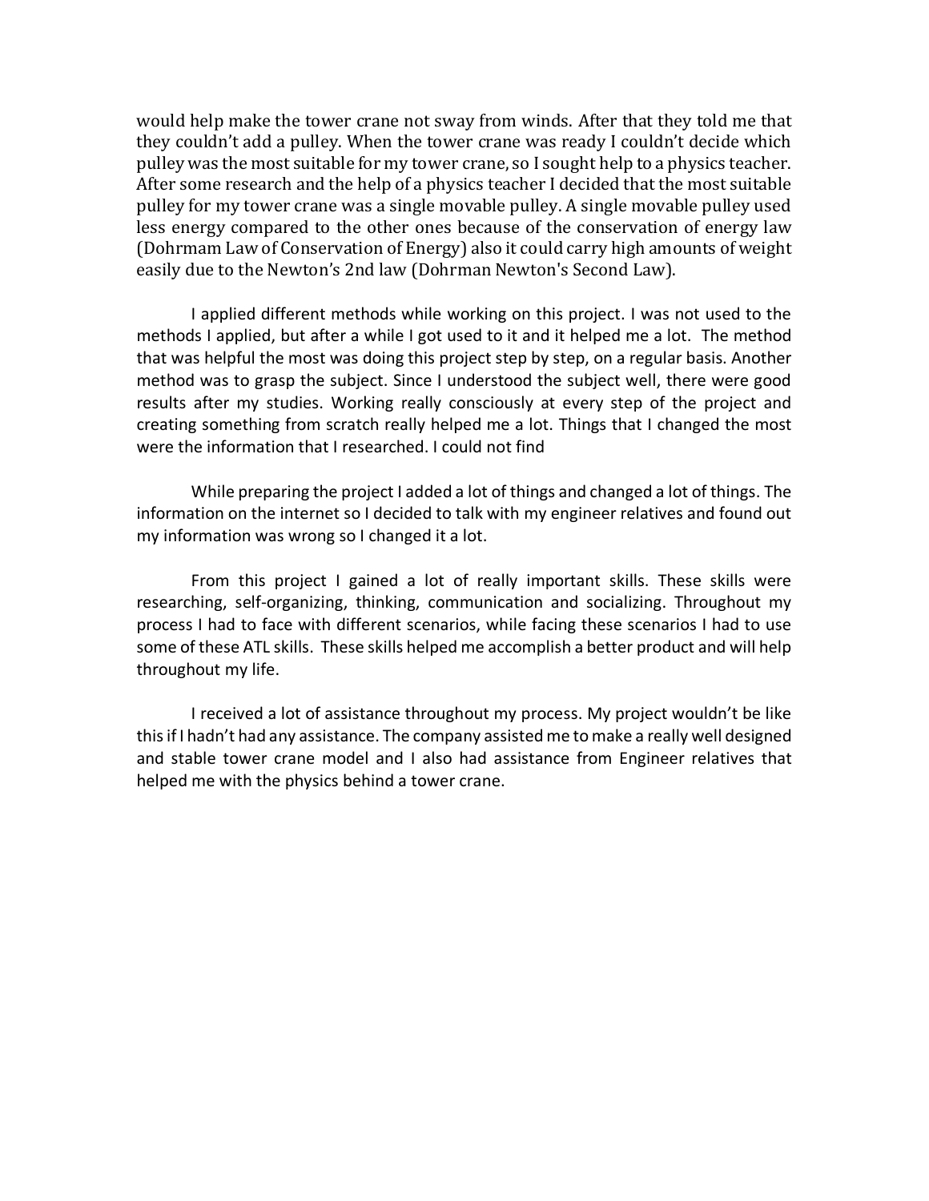would help make the tower crane not sway from winds. After that they told me that they couldn't add a pulley. When the tower crane was ready I couldn't decide which pulley was the most suitable for my tower crane, so I sought help to a physics teacher. After some research and the help of a physics teacher I decided that the most suitable pulley for my tower crane was a single movable pulley. A single movable pulley used less energy compared to the other ones because of the conservation of energy law (Dohrmam Law of Conservation of Energy) also it could carry high amounts of weight easily due to the Newton's 2nd law (Dohrman Newton's Second Law).

I applied different methods while working on this project. I was not used to the methods I applied, but after a while I got used to it and it helped me a lot. The method that was helpful the most was doing this project step by step, on a regular basis. Another method was to grasp the subject. Since I understood the subject well, there were good results after my studies. Working really consciously at every step of the project and creating something from scratch really helped me a lot. Things that I changed the most were the information that I researched. I could not find

While preparing the project I added a lot of things and changed a lot of things. The information on the internet so I decided to talk with my engineer relatives and found out my information was wrong so I changed it a lot.

From this project I gained a lot of really important skills. These skills were researching, self-organizing, thinking, communication and socializing. Throughout my process I had to face with different scenarios, while facing these scenarios I had to use some of these ATL skills. These skills helped me accomplish a better product and will help throughout my life.

I received a lot of assistance throughout my process. My project wouldn't be like this if I hadn't had any assistance. The company assisted me to make a really well designed and stable tower crane model and I also had assistance from Engineer relatives that helped me with the physics behind a tower crane.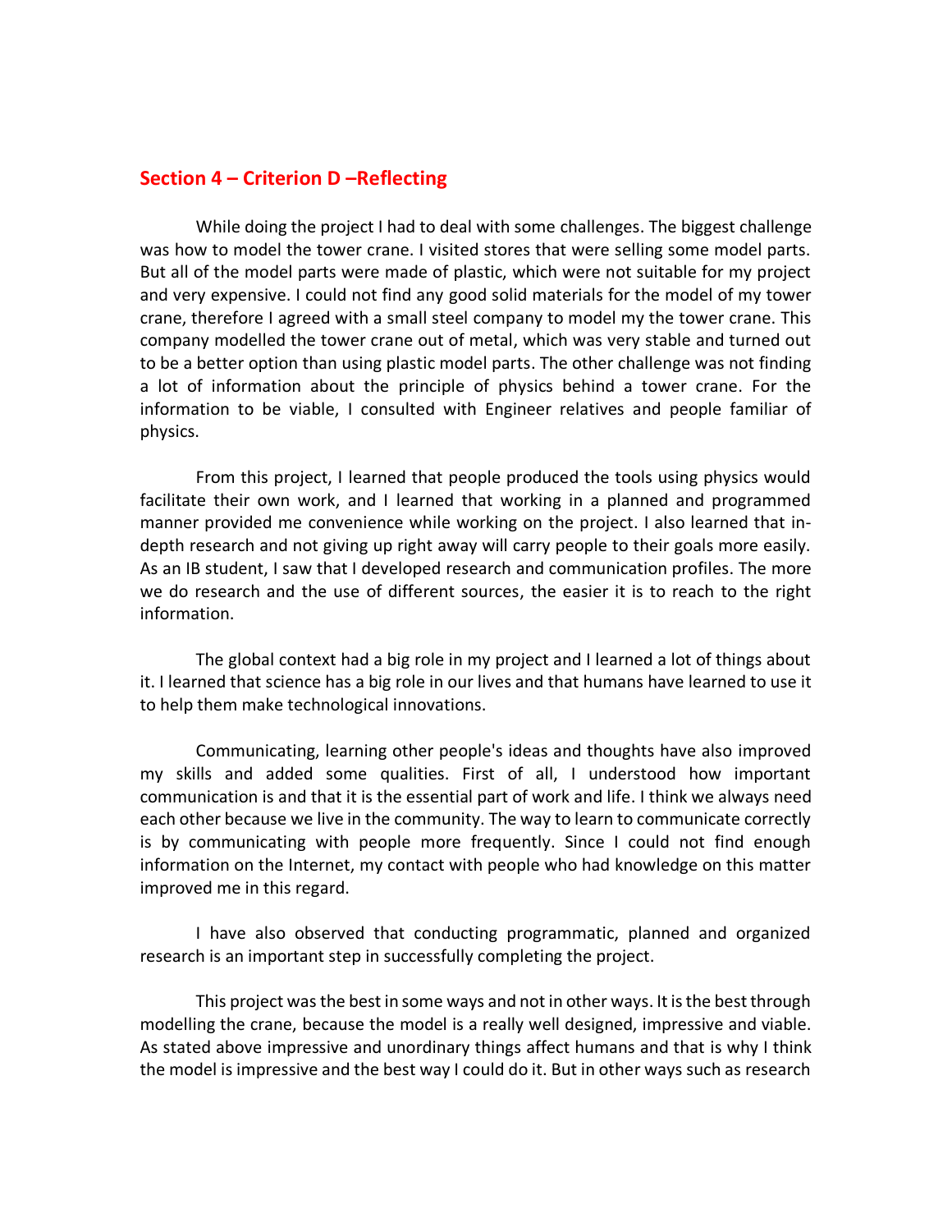## Section 4 – Criterion D –Reflecting

While doing the project I had to deal with some challenges. The biggest challenge was how to model the tower crane. I visited stores that were selling some model parts. But all of the model parts were made of plastic, which were not suitable for my project and very expensive. I could not find any good solid materials for the model of my tower crane, therefore I agreed with a small steel company to model my the tower crane. This company modelled the tower crane out of metal, which was very stable and turned out to be a better option than using plastic model parts. The other challenge was not finding a lot of information about the principle of physics behind a tower crane. For the information to be viable, I consulted with Engineer relatives and people familiar of physics.

From this project, I learned that people produced the tools using physics would facilitate their own work, and I learned that working in a planned and programmed manner provided me convenience while working on the project. I also learned that in-depth research and not giving up right away will carry people to their goals more easily. As an IB student, I saw that I developed research and communication profiles. The more we do research and the use of different sources, the easier it is to reach to the right information.

The global context had a big role in my project and I learned a lot of things about it. I learned that science has a big role in our lives and that humans have learned to use it to help them make technological innovations.

Communicating, learning other people's ideas and thoughts have also improved my skills and added some qualities. First of all, I understood how important communication is and that it is the essential part of work and life. I think we always need each other because we live in the community. The way to learn to communicate correctly is by communicating with people more frequently. Since I could not find enough information on the Internet, my contact with people who had knowledge on this matter improved me in this regard.

I have also observed that conducting programmatic, planned and organized research is an important step in successfully completing the project.

This project was the best in some ways and not in other ways. It is the best through modelling the crane, because the model is a really well designed, impressive and viable. As stated above impressive and unordinary things affect humans and that is why I think the model is impressive and the best way I could do it. But in other ways such as research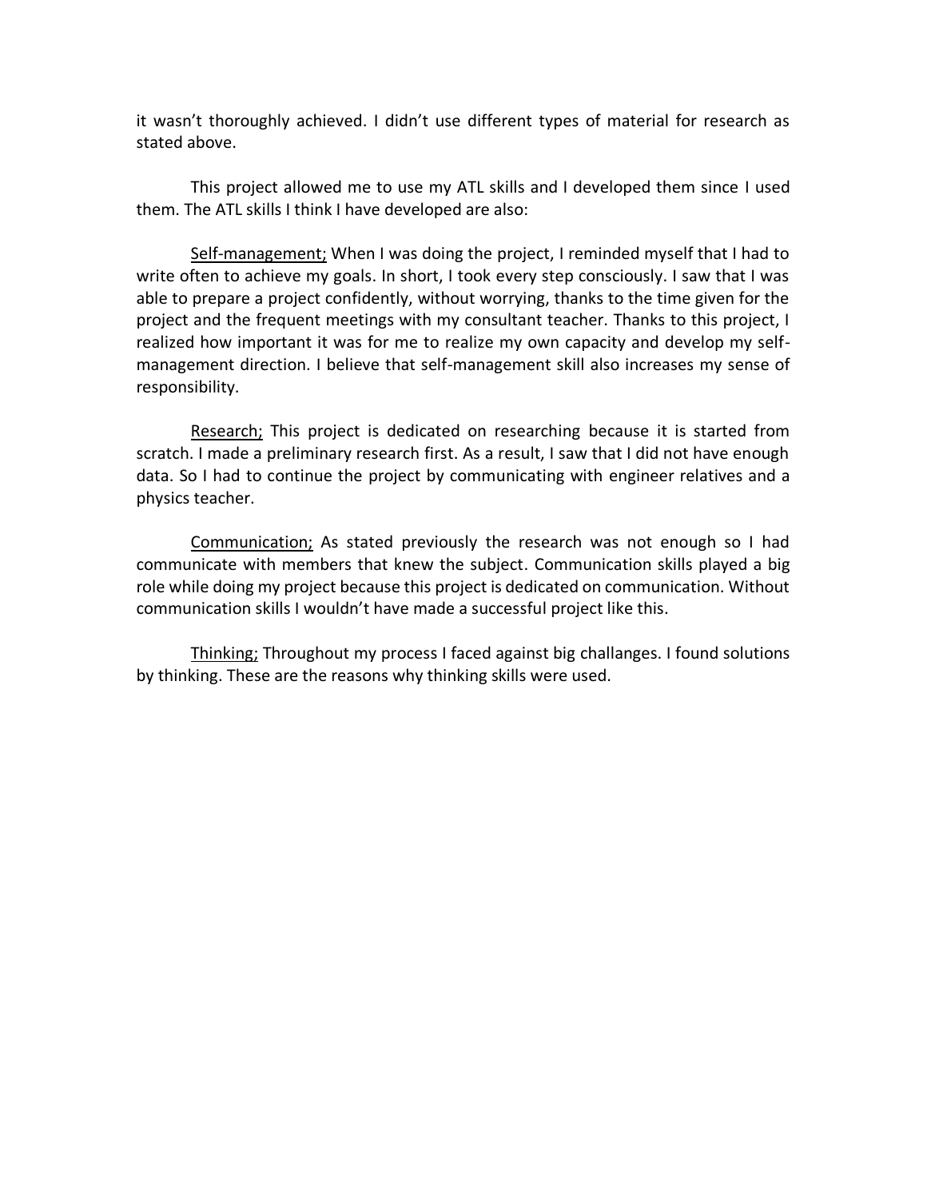it wasn't thoroughly achieved. I didn't use different types of material for research as stated above.

This project allowed me to use my ATL skills and I developed them since I used them. The ATL skills I think I have developed are also:

<u>Self-management;</u> When I was doing the project, I reminded myself that I had to write often to achieve my goals. In short, I took every step consciously. I saw that I was able to prepare a project confidently, without worrying, thanks to the time given for the project and the frequent meetings with my consultant teacher. Thanks to this project, I realized how important it was for me to realize my own capacity and develop my self-management direction. I believe that self-management skill also increases my sense of responsibility.

<u>Research;</u> This project is dedicated on researching because it is started from scratch. I made a preliminary research first. As a result, I saw that I did not have enough data. So I had to continue the project by communicating with engineer relatives and a physics teacher.

<u>Communication;</u> As stated previously the research was not enough so I had communicate with members that knew the subject. Communication skills played a big role while doing my project because this project is dedicated on communication. Without communication skills I wouldn't have made a successful project like this.

<u>Thinking;</u> Throughout my process I faced against big challanges. I found solutions by thinking. These are the reasons why thinking skills were used.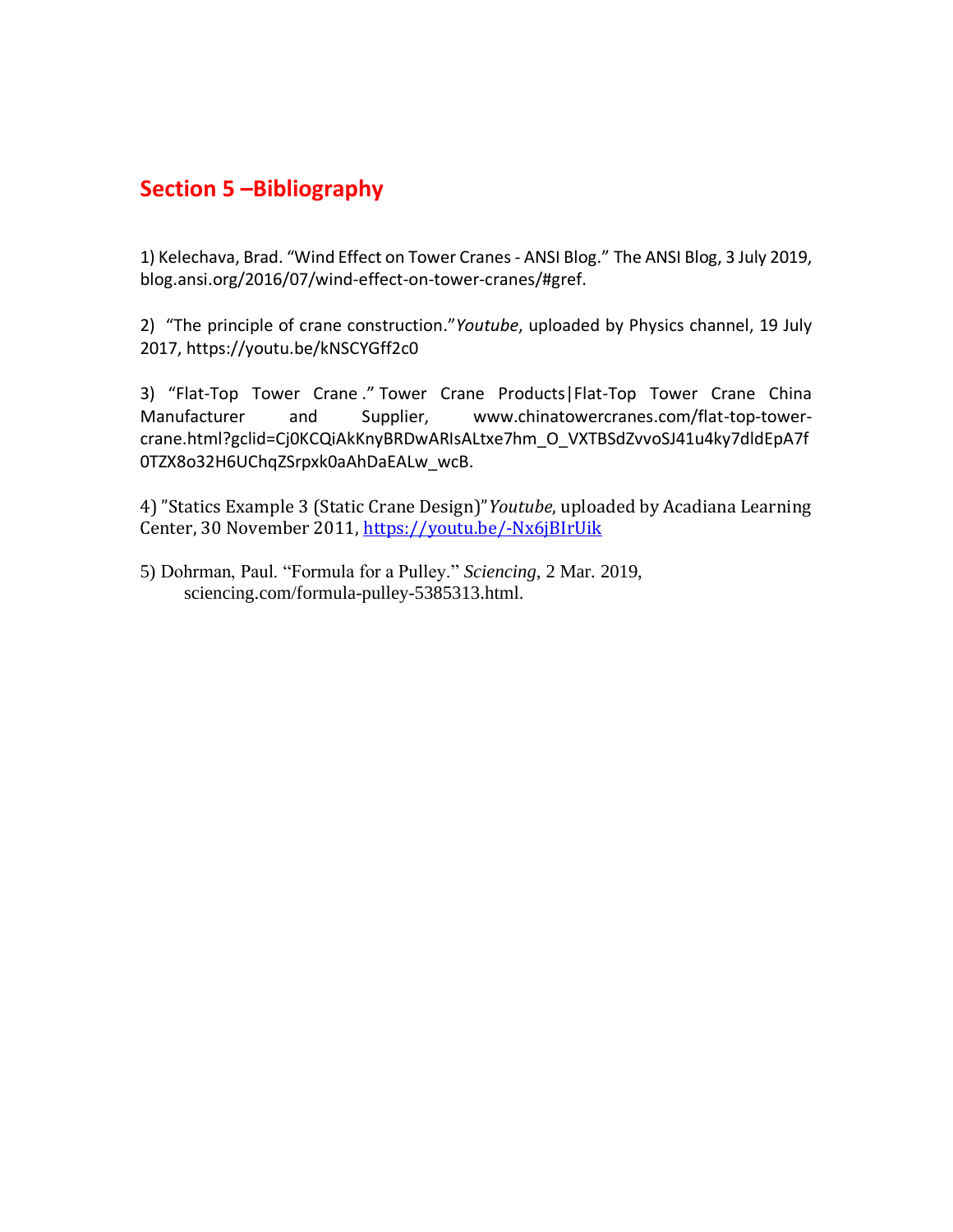## Section 5 –Bibliography

1) Kelechava, Brad. "Wind Effect on Tower Cranes - ANSI Blog." The ANSI Blog, 3 July 2019, blog.ansi.org/2016/07/wind-effect-on-tower-cranes/#gref.

2) "The principle of crane construction."*Youtube*, uploaded by Physics channel, 19 July 2017, https://youtu.be/kNSCYGff2c0

3) "Flat-Top Tower Crane ." Tower Crane Products|Flat-Top Tower Crane China Manufacturer and Supplier, www.chinatowercranes.com/flat-top-tower-crane.html?gclid=Cj0KCQiAkKnyBRDwARIsALtxe7hm_O_VXTBSdZvvoSJ41u4ky7dldEpA7f0TZX8o32H6UChqZSrpxk0aAhDaEALw_wcB.

4) "Statics Example 3 (Static Crane Design)"*Youtube*, uploaded by Acadiana Learning Center, 30 November 2011, https://youtu.be/-Nx6jBIrUik

5) Dohrman, Paul. "Formula for a Pulley." *Sciencing*, 2 Mar. 2019, sciencing.com/formula-pulley-5385313.html.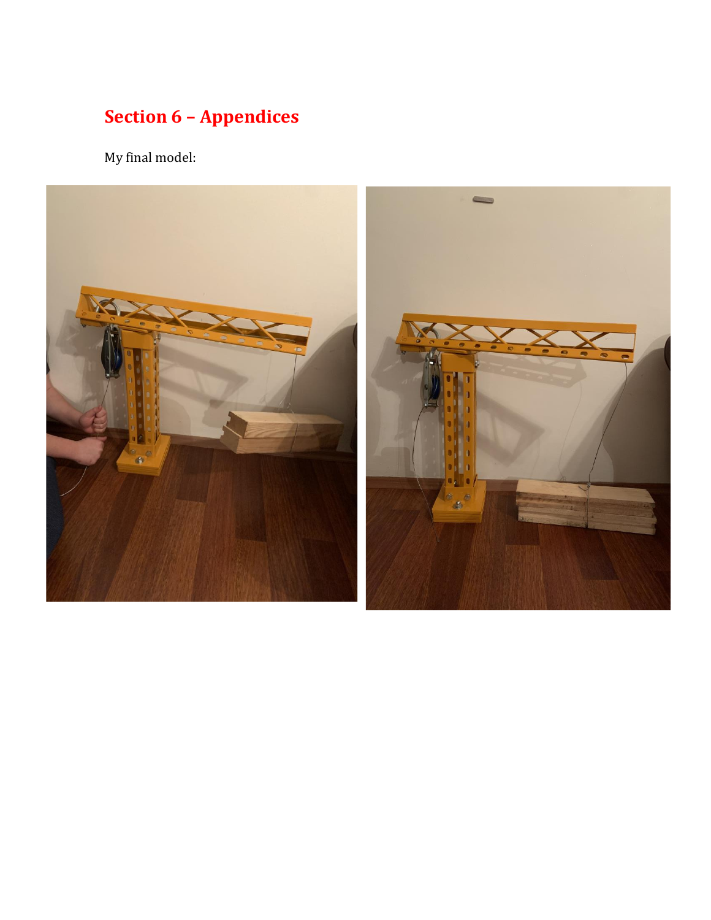## Section 6 – Appendices

My final model: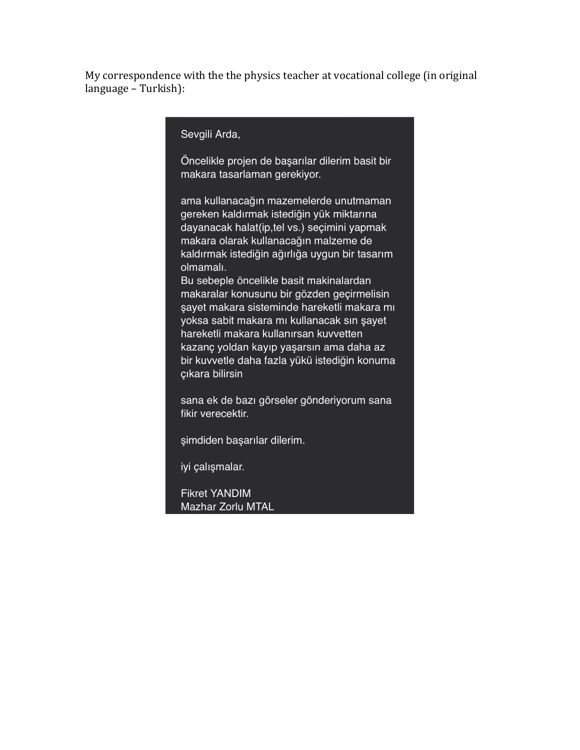My correspondence with the the physics teacher at vocational college (in original language – Turkish):

Sevgili Arda,

Öncelikle projen de başarılar dilerim basit bir makara tasarlaman gerekiyor.

ama kullanacağın mazemelerde unutmaman gereken kaldırmak istediğin yük miktarına dayanacak halat(ip,tel vs.) seçimini yapmak makara olarak kullanacağın malzeme de kaldırmak istediğin ağırlığa uygun bir tasarım olmamalı.
Bu sebeple öncelikle basit makinalardan makaralar konusunu bir gözden geçirmelisin şayet makara sisteminde hareketli makara mı yoksa sabit makara mı kullanacak sın şayet hareketli makara kullanırsan kuvvetten kazanç yoldan kayıp yaşarsın ama daha az bir kuvvetle daha fazla yükü istediğin konuma çıkara bilirsin

sana ek de bazı görseler gönderiyorum sana fikir verecektir.

şimdiden başarılar dilerim.

iyi çalışmalar.

Fikret YANDIM
Mazhar Zorlu MTAL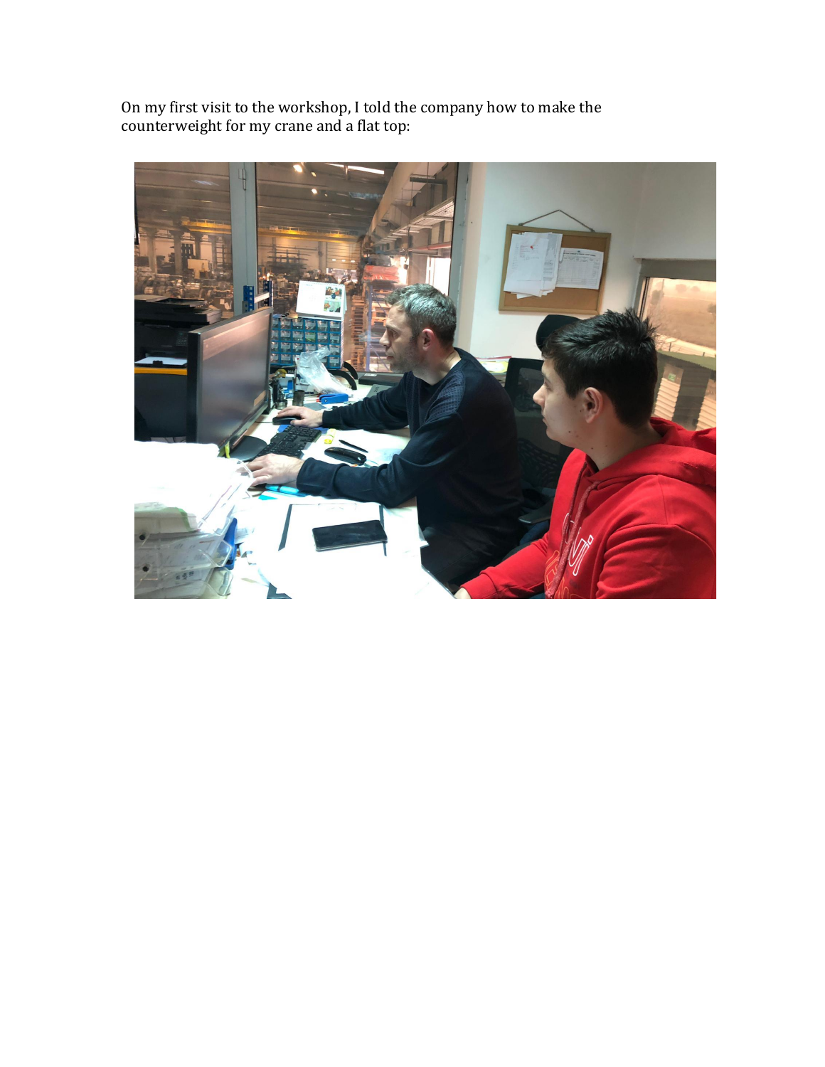On my first visit to the workshop, I told the company how to make the counterweight for my crane and a flat top: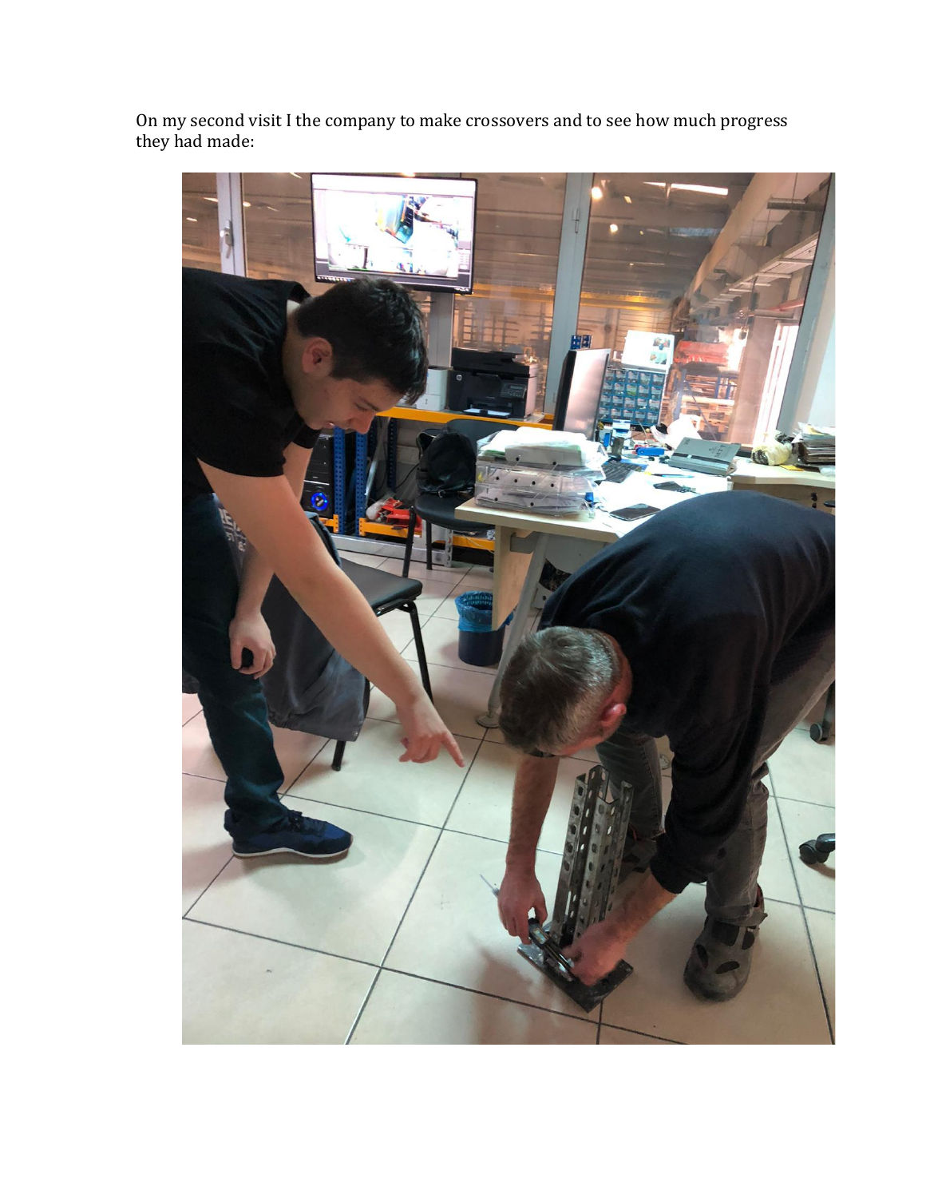On my second visit I the company to make crossovers and to see how much progress they had made: